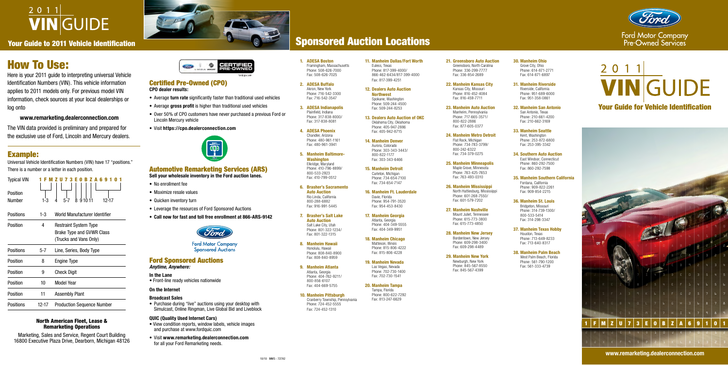# 2011 VIN GUIDE

## Your Guide to 2011 Vehicle Identification

## How To Use:

Here is your 2011 guide to interpreting universal Vehicle Identification Numbers (VIN). This vehicle information applies to 2011 models only. For previous model VIN information, check sources at your local dealerships or log onto

**www.remarketing.dealerconnection.com**

The VIN data provided is preliminary and prepared for the exclusive use of Ford, Lincoln and Mercury dealers.

## Example:

Universal Vehicle Identification Numbers (VIN) have 17 "positions." There is a number or a letter in each position.

| Typical VIN | 1 F M Z U 7 3 E 0 B Z A 6 9 1 0 1 |
|---|---|
| Position Number | 1-3, 4, 5-7, 8, 9, 10, 11, 12-17 |

| Positions | | |
|---|---|---|
| Positions | 1-3 | World Manufacturer Identifier |
| Position | 4 | Restraint System Type<br>Brake Type and GVWR Class<br>(Trucks and Vans Only) |
| Positions | 5-7 | Line, Series, Body Type |
| Position | 8 | Engine Type |
| Position | 9 | Check Digit |
| Position | 10 | Model Year |
| Position | 11 | Assembly Plant |
| Positions | 12-17 | Production Sequence Number |

### North American Fleet, Lease & Remarketing Operations

Marketing, Sales and Service, Regent Court Building
16800 Executive Plaza Drive, Dearborn, Michigan 48126

### Certified Pre-Owned (CPO)

**CPO dealer results:**

- Average **turn rate** significantly faster than traditional used vehicles
- Average **gross profit** is higher than traditional used vehicles
- Over 50% of CPO customers have never purchased a previous Ford or Lincoln Mercury vehicle
- Visit **https://cpo.dealerconnection.com**

### Automotive Remarketing Services (ARS)

**Sell your wholesale inventory in the Ford auction lanes.**

- No enrollment fee
- Maximize resale values
- Quicken inventory turn
- Leverage the resources of Ford Sponsored Auctions
- **Call now for fast and toll free enrollment at 866-ARS-9142**

Ford Motor Company Sponsored Auctions

### Ford Sponsored Auctions

***Anytime, Anywhere:***

**In the Lane**

- Front-line ready vehicles nationwide

**On the Internet**

**Broadcast Sales**

- Purchase during "live" auctions using your desktop with Simulcast, Online Ringman, Live Global Bid and Liveblock

**QUIC (Quality Used Internet Cars)**

- View condition reports, window labels, vehicle images and purchase at www.fordquic.com
- Visit **www.remarketing.dealerconnection.com** for all your Ford Remarketing needs.

## Sponsored Auction Locations

1. **ADESA Boston**
Framingham, Massachusetts
Phone: 508-626-7000
Fax: 508-626-7025

2. **ADESA Buffalo**
Akron, New York
Phone: 716-542-3300
Fax: 716-542-3547

3. **ADESA Indianapolis**
Plainfield, Indiana
Phone: 317-838-8000/
Fax: 317-838-8081

4. **ADESA Phoenix**
Chandler, Arizona
Phone: 480-961-1161
Fax: 480-961-3941

5. **Manheim Baltimore-Washington**
Elkridge, Maryland
Phone: 410-796-8899/
800-533-2923
Fax: 410-799-0512

6. **Brasher's Sacramento Auto Auction**
Rio Linda, California
800-288-6882
Fax: 916-991-5445

7. **Brasher's Salt Lake Auto Auction**
Salt Lake City, Utah
Phone: 801-322-1234/
Fax: 801-322-1315

8. **Manheim Hawaii**
Honolulu, Hawaii
Phone: 808-840-8900
Fax: 808-840-8959

9. **Manheim Atlanta**
Atlanta, Georgia
Phone: 404-762-9211/
800-856-6107
Fax: 404-669-5755

10. **Manheim Pittsburgh**
Cranberry Township, Pennsylvania
Phone: 724-452-5555
Fax: 724-452-1310

11. **Manheim Dallas/Fort Worth**
Euless, Texas
Phone: 817-399-4000/
866-462-6434/817-399-4000
Fax: 817-399-4251

12. **Dealers Auto Auction Northwest**
Spokane, Washington
Phone: 509-244-4500
Fax: 509-244-8253

13. **Dealers Auto Auction of OKC**
Oklahoma City, Oklahoma
Phone: 405-947-2886
Fax: 405-942-8715

14. **Manheim Denver**
Aurora, Colorado
Phone: 303-343-3443/
800-822-1177
Fax: 303-343-6466

15. **Manheim Detroit**
Carleton, Michigan
Phone: 734-654-7100
Fax: 734-654-7147

16. **Manheim Ft. Lauderdale**
Davie, Florida
Phone: 954-791-3520
Fax: 954-453-8430

17. **Manheim Georgia**
Atlanta, Georgia
Phone: 404-349-5555
Fax: 404-349-9951

18. **Manheim Chicago**
Matteson, Illinois
Phone: 815-806-4222
Fax: 815-806-4228

19. **Manheim Nevada**
Las Vegas, Nevada
Phone: 702-730-1400
Fax: 702-730-1541

20. **Manheim Tampa**
Tampa, Florida
Phone: 800-622-7292
Fax: 813-247-6629

21. **Greensboro Auto Auction**
Greensboro, North Carolina
Phone: 336-299-7777
Fax: 336-854-2689

22. **Manheim Kansas City**
Kansas City, Missouri
Phone: 816-452-4084
Fax: 816-459-7711

23. **Manheim Auto Auction**
Manheim, Pennsylvania
Phone: 717-665-3571/
800-822-2886
Fax: 877-605-0377

24. **Manheim Metro Detroit**
Flat Rock, Michigan
Phone: 734-783-3799/
800-242-6322
Fax: 734-379-0275

25. **Manheim Minneapolis**
Maple Grove, Minnesota
Phone: 763-425-7653
Fax: 763-493-0310

26. **Manheim Mississippi**
North Hattiesburg, Mississippi
Phone: 601-268-7550/
Fax: 601-579-7202

27. **Manheim Nashville**
Mount Juliet, Tennessee
Phone: 615-773-3800
Fax: 615-773-4850

28. **Manheim New Jersey**
Bordentown, New Jersey
Phone: 609-298-3400
Fax: 609-298-4489

29. **Manheim New York**
Newburgh, New York
Phone: 845-567-8550
Fax: 845-567-4399

30. **Manheim Ohio**
Grove City, Ohio
Phone: 614-871-2771
Fax: 614-871-6897

31. **Manheim Riverside**
Riverside, California
Phone: 951-689-6000
Fax: 951-358-0861

32. **Manheim San Antonio**
San Antonio, Texas
Phone: 210-661-4200
Fax: 210-662-3169

33. **Manheim Seattle**
Kent, Washington
Phone: 253-872-6800
Fax: 253-395-3342

34. **Southern Auto Auction**
East Windsor, Connecticut
Phone: 860-292-7500
Fax: 860-292-7598

35. **Manheim Southern California**
Fontana, California
Phone: 909-822-2261
Fax: 909-854-2215

36. **Manheim St. Louis**
Bridgeton, Missouri
Phone: 314-739-1300/
800-533-5414
Fax: 314-298-3347

37. **Manheim Texas Hobby**
Houston, Texas
Phone: 713-649-8233
Fax: 713-640-8317

38. **Manheim Palm Beach**
West Palm Beach, Florida
Phone: 561-790-1200
Fax: 561-333-4739

10/10 MMS - 72782

Ford Motor Company Pre-Owned Services

# 2011 VIN GUIDE

## Your Guide for Vehicle Identification

1 F M Z U 7 3 E 0 B Z A 6 9 1 0 1

www.remarketing.dealerconnection.com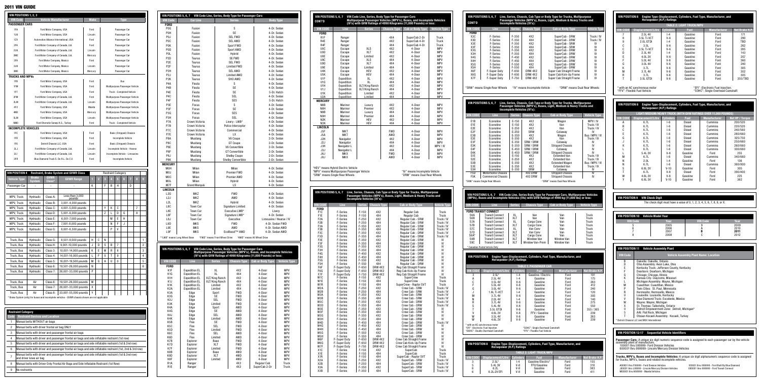# 2011 VIN GUIDE

## VIN POSITIONS 1, 2, 3

| VIN Code | Vehicle Manufacturer | Make | Type |
|---|---|---|---|
| **PASSENGER CARS** | | | |
| 1FA | Ford Motor Company, USA | Ford | Passenger Car |
| 1LN | Ford Motor Company, USA | Lincoln | Passenger Car |
| 1ZV | AutoAlliance International, USA | Ford | Passenger Car |
| 2FA | Ford Motor Company of Canada, Ltd. | Ford | Passenger Car |
| 2LN | Ford Motor Company of Canada, Ltd. | Lincoln | Passenger Car |
| 2ME | Ford Motor Company of Canada, Ltd. | Mercury | Passenger Car |
| 3FA | Ford Motor Company, Mexico | Ford | Passenger Car |
| 3LN | Ford Motor Company, Mexico | Lincoln | Passenger Car |
| 3ME | Ford Motor Company, Mexico | Mercury | Passenger Car |
| **TRUCKS AND MPVs** | | | |
| 1FB | Ford Motor Company, USA | Ford | Bus |
| 1FM | Ford Motor Company, USA | Ford | Multipurpose Passenger Vehicle |
| 1FT | Ford Motor Company, USA | Ford | Truck - Completed Vehicle |
| 2FM | Ford Motor Company of Canada, Ltd. | Ford | Multipurpose Passenger Vehicle |
| 2LM | Ford Motor Company of Canada, Ltd. | Lincoln | Multipurpose Passenger Vehicle |
| 4F2 | Ford Motor Company, USA | Mazda | Multipurpose Passenger Vehicle |
| 4M2 | Ford Motor Company, USA | Mercury | Multipurpose Passenger Vehicle |
| 5LM | Ford Motor Company, USA | Lincoln | Multipurpose Passenger Vehicle |
| NM0 | Ford Otomotiv Sanayi A.S., Turkey | Ford | Truck - Completed Vehicle |
| **INCOMPLETE VEHICLES** | | | |
| 1FC | Ford Motor Company, USA | Ford | Basic (Stripped) Chassis |
| 1FD | Ford Motor Company, USA | Ford | Incomplete Vehicle |
| 1F6 | Detroit Chassis LLC, USA | Ford | Basic (Stripped) Chassis |
| 2LJ | Ford Motor Company of Canada, Ltd. | Lincoln | Incomplete Vehicle - Hearse |
| 2LJ | Ford Motor Company of Canada, Ltd. | Lincoln | Incomplete Vehicle - Limousine |
| 3FR | Blue Diamond Truck S. De R.L. De C.V. | Ford | Incomplete Vehicle |

## VIN POSITION 4 Restraint, Brake System and GVWR Class

| Vehicle Type | Brake System | GVWR Class | GVWR Range | Restraint Category 1 | 2 | 3 | 4 | 5 | 6 | 7 | 8 | 9 |
|---|---|---|---|---|---|---|---|---|---|---|---|---|
| Passenger Car | - | - | - | K | | F | B | H | | D | | |
| MPV, Truck | Hydraulic | Class A: | Less than 3,000 pounds | | | | | | | | | |
| MPV, Truck | Hydraulic | Class B: | 3,001-4,000 pounds | | | | | | | | | |
| MPV, Truck | Hydraulic | Class C: | 4,001-5,000 pounds | | | Y | K | C | | | 7 | |
| MPV, Truck | Hydraulic | Class D: | 5,001-6,000 pounds | | | | Z | L | D | G | | 8 |
| MPV, Truck | Hydraulic | Class E: | 6,001-7,000 pounds | | | | | M | E | H | | |
| MPV, Truck | Hydraulic | Class F: | 7,001-8,000 pounds | | | | | | N | F | J | |
| MPV, Truck | Hydraulic | Class G: | 8,001-8,500 pounds | | | | | | | P | Y | |
| Truck, Bus | Hydraulic | Class G: | 8,501-9,000 pounds | R | C | N | | | | | | 1 |
| Truck, Bus | Hydraulic | Class H: | 9,001-10,000 pounds | J | D | S | B | 7 | | | | 2 |
| Truck, Bus | Hydraulic | Class 3: | 10,001-14,000 pounds | K | E | W | R | 8 | | | | 3 |
| Truck, Bus | Hydraulic | Class 4: | 14,001-16,000 pounds | L | F | X | T | 9 | | | | 4 |
| Truck, Bus | Hydraulic | Class 5: | 16,001-19,500 pounds | M | G | A | U | 0 | | | | 5 |
| Truck, Bus | Hydraulic | Class 6: | 19,501-26,000 pounds | N | | | | | | | | 6 |
| Truck, Bus | Hydraulic | Class 7: | 26,001-33,000 pounds | P | | | | | | | | |
| Truck, Bus | Air | Class 6: | 19,501-26,000 pounds | W | | | | | | | | |
| Truck, Bus | Air | Class 7: | 26,001-33,000 pounds | X | | | | | | | | |
| Truck, Bus | Air | Class 8: | 33,001-55,000 pounds | Y | | | | | | | | |

* Brake System (only) for buses and incomplete vehicles - GVWR chassis shown are not applicable

## Restraint Category

| Code | Restraint Devices and Location |
|---|---|
| 1 | Manual belts WITHOUT air bags |
| 2 | Manual belts with driver frontal air bag ONLY |
| 3 | Manual belts with driver and passenger frontal air bags |
| 4 | Manual belts with driver and passenger frontal air bags and side inflatable restraint (1st row) |
| 5 | Manual belts with driver and passenger frontal air bags and side inflatable restraint (1st & 2nd row) |
| 6 | Manual belts with driver and passenger frontal air bags and side inflatable restraint (1st, 2nd & 3rd row) |
| 7 | Manual belts with driver and passenger frontal air bags and side inflatable restraint (1st & 2nd row) and driver knee air bag |
| 8 | Manual belts with Driver Only Frontal Air Bags and Side Inflatable Restraint (1st Row) |
| 9 | No restraints |

## VIN POSITIONS 5, 6, 7 VIN Code Line, Series, Body Type for Passenger Cars

| VIN Code | Car Line | Series | Body Type |
|---|---|---|---|
| **FORD** | | | |
| P0G | Fusion | S | 4-Dr. Sedan |
| P0H | Fusion | S | 4-Dr. Sedan |
| P0J | Fusion | SEL FWD | 4-Dr. Sedan |
| P0C | Fusion | SEL AWD | 4-Dr. Sedan |
| P0K | Fusion | Sport FWD | 4-Dr. Sedan |
| P0D | Fusion | Sport AWD | 4-Dr. Sedan |
| P0L | Fusion | Hybrid | 4-Dr. Sedan |
| P2D | Taurus | SE FWD | 4-Dr. Sedan |
| P2E | Taurus | SEL FWD | 4-Dr. Sedan |
| P2F | Taurus | Limited FWD | 4-Dr. Sedan |
| P2H | Taurus | SEL AWD | 4-Dr. Sedan |
| P2J | Taurus | Limited AWD | 4-Dr. Sedan |
| P2K | Taurus | SHO AWD | 4-Dr. Sedan |
| P4A | Fiesta | S | 4-Dr. Sedan |
| P4B | Fiesta | SE | 4-Dr. Sedan |
| P4E | Fiesta | SE | 5-Dr. Hatch |
| P4C | Fiesta | SEL | 4-Dr. Sedan |
| P4F | Fiesta | SES | 5-Dr. Hatch |
| P3E | Focus | S | 4-Dr. Sedan |
| P3F | Focus | SE | 4-Dr. Sedan |
| P3G | Focus | SES | 4-Dr. Sedan |
| P3H | Focus | SEL | 4-Dr. Sedan |
| P7A | Crown Victoria | Livery - LWB* | 4-Dr. Sedan |
| P7B | Crown Victoria | Police Interceptor | 4-Dr. Sedan |
| P7C | Crown Victoria | Commercial | 4-Dr. Sedan |
| P7E | Crown Victoria | LX | 4-Dr. Sedan |
| P8A | Mustang | V6 Coupe | 2-Dr. Sedan |
| P8C | Mustang | GT Coupe | 2-Dr. Sedan |
| P8E | Mustang | V6 Convertible | 2-Dr. Sedan |
| P8F | Mustang | GT Convertible | 2-Dr. Sedan |
| P8J | Mustang | Shelby Coupe | 2-Dr. Sedan |
| P8K | Mustang | Shelby Convertible | 2-Dr. Sedan |
| **MERCURY** | | | |
| M0H | Milan | Milan | 4-Dr. Sedan |
| M0J | Milan | Premier FWD | 4-Dr. Sedan |
| M0C | Milan | Premier AWD | 4-Dr. Sedan |
| M0L | Milan | Hybrid | 4-Dr. Sedan |
| M7F | Grand Marquis | LS | 4-Dr. Sedan |
| **LINCOLN** | | | |
| L2G | MKZ | FWD | 4-Dr. Sedan |
| L2J | MKZ | AWD | 4-Dr. Sedan |
| L2L | MKZ | Hybrid | 4-Dr. Sedan |
| L8C | Town Car | Signature Limited | 4-Dr. Sedan |
| L8E | Town Car | Executive LWB* | 4-Dr. Sedan |
| L8E | Town Car | Livery | |
| L8F | Town Car | Signature LWB* | 4-Dr. Sedan |
| L8J | Town Car | Executive | Limousine / Hearse / IV |
| L9D | MKS | FWD | 4-Dr. Sedan FWD |
| L9E | MKS | AWD | 4-Dr. Sedan AWD |
| L9F | MKS | EcoBoost™ AWD | 4-Dr. Sedan AWD |

"LWB" means Long Wheel Base "FWD" means Front Wheel Drive "AWD" means All Wheel Drive

## VIN POSITIONS 5, 6, 7 VIN Code Line, Series, Body Type for Passenger Cars, Multipurpose Passenger Vehicles (MPV's), Buses, and Incomplete Vehicles (IV's) with GVW Ratings of 4990 Kilograms (11,000 Pounds) or less:

| VIN Code | Line | Series | Chassis Type | Cab or Body Type | Vehicle Type |
|---|---|---|---|---|---|
| **FORD** | | | | | |
| K1F | Expedition EL | XL | 4X2 | 4-Door | MPV |
| K1G | Expedition EL | XL | 4X4 | 4-Door | MPV |
| K1H | Expedition EL | XLT/King Ranch | 4X2 | 4-Door | MPV |
| K1J | Expedition EL | XLT/King Ranch | 4X4 | 4-Door | MPV |
| K1K | Expedition EL | Limited | 4X2 | 4-Door | MPV |
| K2A | Expedition EL | Limited | 4X4 | 4-Door | MPV |
| K3A | Edge | Sport | FWD | 4-Door | MPV |
| K3G | Edge | SE | FWD | 4-Door | MPV |
| K3J | Edge | SEL | FWD | 4-Door | MPV |
| K3K | Edge | Limited | FWD | 4-Door | MPV |
| K4A | Edge | Sport | AWD | 4-Door | MPV |
| K4G | Edge | SE | AWD | 4-Door | MPV |
| K4J | Edge | SEL | AWD | 4-Door | MPV |
| K4K | Edge | Limited | AWD | 4-Door | MPV |
| K5B | Flex | SE | FWD | 4-Door | MPV |
| K5C | Flex | SEL | FWD | 4-Door | MPV |
| K5D | Flex | Limited | FWD | 4-Door | MPV |
| K6C | Flex | SEL | AWD | 4-Door | MPV |
| K6D | Flex | Limited | AWD | 4-Door | MPV |
| K7B | Explorer | Base | FWD | 4-Door | MPV |
| K7D | Explorer | XLT | FWD | 4-Door | MPV |
| K7F | Explorer | Limited | FWD | 4-Door | MPV |
| K8B | Explorer | Base | 4WD | 4-Door | MPV |
| K8D | Explorer | XLT | 4WD | 4-Door | MPV |
| K8F | Explorer | Limited | 4WD | 4-Door | MPV |
| R1A | Ranger | | 4X2 | Regular Cab | Truck |
| R1E | Ranger | | 4X2 | SuperCab 2-Dr | Truck |

## VIN POSITIONS 5, 6, 7 CONT'D VIN Code Line, Series, Body Type for Passenger Cars, Multipurpose Passenger Vehicles (MPV's), Buses, and Incomplete Vehicles (IV's) with GVW Ratings of 4990 Kilograms (11,000 Pounds) or less:

| VIN Code | Line | Series | Chassis Type | Cab or Body Type | Vehicle Type |
|---|---|---|---|---|---|
| **FORD** | | | | | |
| R1F | Ranger | | 4X4 | SuperCab 2-Dr | Truck |
| R4E | Ranger | | 4X4 | SuperCab 4-Dr | Truck |
| R4F | Ranger | | 4X4 | SuperCab 4-Dr | Truck |
| U0C | Escape | XLS | 4X2 | 4-Door | MPV |
| U0D | Escape | XLT | 4X2 | 4-Door | MPV |
| U0E | Escape | Limited | 4X2 | 4-Door | MPV |
| U9C | Escape | XLS | 4X4 | 4-Door | MPV |
| U9D | Escape | XLT | 4X4 | 4-Door | MPV |
| U9E | Escape | Limited | 4X4 | 4-Door | MPV |
| U4K | Escape | HEV | 4X2 | 4-Door | MPV |
| U5K | Escape | HEV | 4X4 | 4-Door | MPV |
| U1F | Expedition | XL | 4X2 | 4-Door | MPV |
| U1G | Expedition | XL | 4X4 | 4-Door | MPV |
| U1H | Expedition | XLT/King Ranch | 4X2 | 4-Door | MPV |
| U1J | Expedition | XLT/King Ranch | 4X4 | 4-Door | MPV |
| U1K | Expedition | Limited | 4X2 | 4-Door | MPV |
| U2A | Expedition | Limited | 4X4 | 4-Door | MPV |
| **MERCURY** | | | | | |
| N8B | Mariner | Luxury | 4X2 | 4-Door | MPV |
| N8H | Mariner | Premier | 4X2 | 4-Door | MPV |
| N9B | Mariner | Luxury | 4X4 | 4-Door | MPV |
| N9H | Mariner | Premier | 4X4 | 4-Door | MPV |
| N2K | Mariner | HEV | 4X2 | 4-Door | MPV |
| N3K | Mariner | HEV | 4X4 | 4-Door | MPV |
| **LINCOLN** | | | | | |
| J5F | MKT | | FWD | 4-Door | MPV |
| J5A | MKT | | AWD | 4-Door | MPV |
| J2H | Navigator | | 4X2 | 4-Door | MPV |
| J2J | Navigator | | 4X4 | 4-Door | MPV |
| J3H | Navigator L | | 4X2 | 4-Door | MPV / IV |
| J3J | Navigator L | | 4X4 | 4-Door | MPV |
| J6J | MKX | | FWD | 4-Door | MPV |
| J8J | MKX | | AWD | 4-Door | MPV |

"HEV" means Hybrid Electric Vehicle
"MPV" means Multipurpose Passenger Vehicle
"SRW" means Single Rear Wheels
"IV" means Incomplete Vehicle
"DRW" means Dual Rear Wheels

## VIN POSITIONS 5, 6, 7 Line, Series, Chassis, Cab Type or Body Type for Trucks, Multipurpose Passenger Vehicles (MPV's), Buses, Light, Medium & Heavy Trucks and Incomplete Vehicles (IV's):

| VIN Code | Line | Series | Chassis Type | Cab or Body Type | Vehicle Type |
|---|---|---|---|---|---|
| **FORD** | | | | | |
| F1C | F-Series | F-150 | 4X2 | Regular Cab | Truck |
| F1E | F-Series | F-150 | 4X4 | Regular Cab | Truck |
| F2A | F-Series | F-250 | 4X2 | Regular Cab - SRW | Truck / IV |
| F2B | F-Series | F-250 | 4X4 | Regular Cab - SRW | Truck / IV |
| F3A | F-Series | F-350 | 4X2 | Regular Cab - SRW | Truck / IV |
| F3B | F-Series | F-350 | 4X4 | Regular Cab - SRW | Truck / IV |
| F3C | F-Series | F-350 | 4X2 | Regular Cab - DRW | Truck / IV |
| F3D | F-Series | F-350 | 4X4 | Regular Cab - DRW | Truck / IV |
| F3E | F-Series | F-350 | 4X2 | Regular Cab - SRW | IV |
| F3F | F-Series | F-350 | 4X4 | Regular Cab - SRW | IV |
| F3G | F-Series | F-350 | 4X2 | Regular Cab - DRW | IV |
| F3H | F-Series | F-350 | 4X4 | Regular Cab - DRW | IV |
| F4G | F-Series | F-450 | 4X2 | Regular Cab - DRW | IV |
| F4H | F-Series | F-450 | 4X4 | Regular Cab - DRW | IV |
| F5G | F-Series | F-550 | 4X2 | Regular Cab - DRW | IV |
| F5H | F-Series | F-550 | 4X4 | Regular Cab - DRW | IV |
| F6F | F-Super Duty | F-650 | DRW 4X2 | Reg Cab Straight Frame | IV |
| F6G | F-Super Duty | F-650 | DRW 4X2 | Reg Cab Kick-Up Frame | IV |
| F7F | F-Super Duty | F-750 | DRW 4X2 | Reg Cab Straight Frame | IV |
| W1C | F-Series | F-150 | 4X2 | SuperCrew | Truck |
| W1E | F-Series | F-150 | 4X4 | SuperCrew | Truck |
| W1R | F-Series | F-150 | 4X4 | SuperCrew - Raptor SVT | Truck |
| W2A | F-Series | F-250 | 4X2 | Crew Cab - SRW | Truck / IV |
| W2B | F-Series | F-250 | 4X4 | Crew Cab - SRW | Truck / IV |
| W3A | F-Series | F-350 | 4X2 | Crew Cab - SRW | Truck / IV |
| W3B | F-Series | F-350 | 4X4 | Crew Cab - SRW | Truck / IV |
| W3C | F-Series | F-350 | 4X2 | Crew Cab - DRW | Truck / IV |
| W3D | F-Series | F-350 | 4X4 | Crew Cab - DRW | Truck / IV |
| W3E | F-Series | F-350 | 4X2 | Crew Cab - SRW | IV |
| W3F | F-Series | F-350 | 4X4 | Crew Cab - SRW | IV |
| W3G | F-Series | F-350 | 4X2 | Crew Cab - DRW | IV |
| W3H | F-Series | F-350 | 4X4 | Crew Cab - DRW | IV |
| W4D | F-Series | F-450 | 4X4 | Crew Cab - DRW | Truck / IV |
| W4G | F-Series | F-450 | 4X2 | Crew Cab - DRW | IV |
| W4H | F-Series | F-450 | 4X4 | Crew Cab - DRW | IV |
| W5G | F-Series | F-550 | 4X2 | Crew Cab - DRW | IV |
| W5H | F-Series | F-550 | 4X4 | Crew Cab - DRW | IV |
| W6F | F-Super Duty | F-650 | DRW 4X2 | Crew Cab Straight Frame | IV |
| W6G | F-Super Duty | F-650 | DRW 4X2 | Crew Cab Kick-Up Frame | IV |
| W7F | F-Super Duty | F-750 | DRW 4X2 | Crew Cab Straight Frame | IV |
| X1C | F-Series | F-150 | 4X2 | SuperCab | Truck |
| X1E | F-Series | F-150 | 4X4 | SuperCab | Truck |
| X1R | F-Series | F-150 | 4X4 | SuperCab - Raptor SVT | Truck |
| X2A | F-Series | F-250 | 4X2 | SuperCab - SRW | Truck / IV |
| X2B | F-Series | F-250 | 4X4 | SuperCab - SRW | Truck / IV |
| X3A | F-Series | F-350 | 4X2 | SuperCab - SRW | Truck / IV |
| X3B | F-Series | F-350 | 4X4 | SuperCab - SRW | Truck / IV |

## VIN POSITIONS 5, 6, 7 CONT'D Line, Series, Chassis, Cab Type or Body Type for Trucks, Multipurpose Passenger Vehicles (MPV's), Buses, Light, Medium & Heavy Trucks and Incomplete Vehicles (IV's):

| VIN Code | Line | Series | Chassis Type | Cab or Body Type | Vehicle Type |
|---|---|---|---|---|---|
| **FORD** | | | | | |
| X3C | F-Series | F-350 | 4X2 | SuperCab - DRW | Truck / IV |
| X3D | F-Series | F-350 | 4X4 | SuperCab - DRW | Truck / IV |
| X3E | F-Series | F-350 | 4X2 | SuperCab - SRW | IV |
| X3F | F-Series | F-350 | 4X4 | SuperCab - SRW | IV |
| X3G | F-Series | F-350 | 4X2 | SuperCab - DRW | IV |
| X3H | F-Series | F-350 | 4X4 | SuperCab - DRW | IV |
| X4G | F-Series | F-450 | 4X2 | SuperCab - DRW | IV |
| X4H | F-Series | F-450 | 4X4 | SuperCab - DRW | IV |
| X5G | F-Series | F-550 | 4X2 | SuperCab - DRW | IV |
| X5H | F-Series | F-550 | 4X4 | SuperCab - DRW | IV |
| X6F | F-Super Duty | F-650 | DRW 4X2 | Super Cab Straight Frame | IV |
| X6G | F-Super Duty | F-650 | DRW 4X2 | Super Cab Kick-Up Frame | IV |
| X7F | F-Super Duty | F-750 | DRW 4X2 | Super Cab Straight Frame | IV |

"SRW" means Single Rear Wheels "IV" means Incomplete Vehicle "DRW" means Dual Rear Wheels

## VIN POSITIONS 5, 6, 7 Line, Series, Chassis, Cab Type or Body Type for Trucks, Multipurpose Passenger Vehicles (MPV's), Buses, Light, Medium & Heavy Trucks and Incomplete Vehicles (IV's):

| VIN Code | Line | Series | Chassis Type | Cab or Body Type | Vehicle Type |
|---|---|---|---|---|---|
| E1B | Econoline | E-150 | 4X2 | Wagon | MPV / IV |
| E1E | Econoline | E-150 | 4X2 | Van | Truck / IV |
| E2E | Econoline | E-250 | 4X2 | Van | Truck / IV |
| E2F | Econoline | E-250 | SRW | Cutaway | IV |
| E3B | Econoline | E-350 | 4X2 | Wagon | Bus / MPV / IV |
| E3E | Econoline | E-350 | 4X2 | Van | Truck / IV |
| E3F | Econoline | E-350 | SRW / DRW | Cutaway | IV |
| E3K | Econoline | E-350 | SRW / DRW | Stripped Chassis | IV |
| E4F | Econoline | E-450 | SRW / DRW | Cutaway | IV |
| E4K | Econoline | E-450 | SRW / DRW | Stripped Chassis | IV |
| S1E | Econoline | E-150 | 4X2 | Extended Van | Truck / IV |
| S2E | Econoline | E-250 | 4X2 | Extended Van | Truck / IV |
| S3B | Econoline | E-350 | 4X2 | Extended Wagon | Bus / MPV / IV |
| S3E | Econoline | E-350 | 4X2 | Extended Van | Truck / IV |
| S3H | Econoline | E-350 | SRW | Cutaway | IV |
| F5D | Motorhome Chassis | | 4X2 DRW | Stripped Chassis | IV |
| F5K | Commercial Chassis | | 4X2 DRW | Stripped Chassis | IV |

"SRW" means Single Rear Wheels "DRW" means Dual Rear Wheels

## VIN POSITIONS 5, 6, 7 VIN Code Line, Series, Body Type for Passenger Cars, Multipurpose Passenger Vehicles (MPV's), Buses, and Incomplete Vehicles (IV's) with GVW Ratings of 4990 Kg (11,000 lbs.) or less:

| VIN Code | Line | Series | Chassis Type | Cab or Body Type | Vehicle Type |
|---|---|---|---|---|---|
| **FORD TRANSIT CONNECT** | | | | | |
| S6A | Transit Connect | XL | Van | Van | Truck |
| S6B | Transit Connect | XLT | Van | Van | Truck |
| S7A | Transit Connect | XL | Cargo Van | Van | Truck |
| S7B | Transit Connect | XLT | Cargo Van | Van | Truck |
| S7C | Transit Connect | XL | Van Conv | Van | Truck |
| S7D | Transit Connect | XLT | Van Conv | Van | Truck |
| S8A* | Transit Connect | XLT | Cargo Van | Van | Truck |
| S9B | Transit Connect | XLT | Window Van | Window Van | Truck |
| S9C | Transit Connect | XLT | Window Van-Prem | Window Van | Truck |

* Canadian Postal Vehicle Only

## VIN POSITION 8 Engine Type-Displacement, Cylinders, Fuel Type, Manufacturer, and Horsepower (H.P.) Ratings

### TABLE 1: PASSENGER CAR

| VIN Code | Displacement/Litre | Cylinders | Fuel | Manufacturer | Net Brake H.P. |
|---|---|---|---|---|---|
| 3 | 2.5L* | I-4 | Gasoline Electric | Ford | 191 |
| A | 2.5L IV | I-4 | Gasoline | Ford | 175 |
| C | 3.5L 4V | V-6 | Gasoline | Ford | 263 |
| F | 5.0L 4V | V-8 | Gasoline | Ford | 412 |
| H | 3.0L 4V | V-6 | Gasoline | Ford | 240 |
| J | 1.6L Ti-VCT | I-4 | Gasoline | Ford | 120 |
| M | 3.7L 4V | V-6 | Gasoline | Ford | 305 |
| N | 2.0L 4V | I-4 | Gasoline | Ford | 140 |
| R | 3.7L 4V | V-6 | Gasoline | Ford | 275 |
| S | 5.4L 4V | V-8 | Gasoline | Ford | 550 |
| T | 3.5L GTDI | V-6 | Gasoline | Ford | 355 / 365 |
| V | 4.6L 2V | V-8 | FFV / Gasoline | Ford | 239 |
| W | 3.5L 4V | V-6 | Gasoline | Ford | 263 |
| W | 4.6L 2V | V-8 | Gasoline | Ford | 239 |

* with an AC synchronous motor
"EFI": Electronic Fuel Injection
"SOHC": Single Overhead Camshaft
"DOHC": Double Overhead Camshaft
"FFV": Flexible Fuel Vehicle

## VIN POSITION 8 Engine Type-Displacement, Cylinders, Fuel Type, Manufacturer, and Horsepower (H.P.) Ratings

### TABLE 2: LIGHT TRUCK/MPV

| VIN Code | Displacement/Litre | Cylinders | Fuel | Manufacturer | Net Brake H.P. |
|---|---|---|---|---|---|
| 3 | 2.5L | I-4 | Gasoline | Ford | 155 |
| 5 | 5.4L 3V | V-8 | FFV/Gasoline | Ford | 310 |
| 6 | 6.2L | V-8 | Gasoline | Ford | 385 |
| 6 | 6.2L-2V EFI | V-8 | Gasoline | Ford | 411 |

## VIN POSITION 8 Engine Type-Displacement, Cylinders, Fuel Type, Manufacturer, and Horsepower (H.P.) Ratings

### TABLE 2: LIGHT TRUCK/MPV

| VIN Code | Displacement/Litre | Cylinders | Fuel | Manufacturer | Net Brake H.P. |
|---|---|---|---|---|---|
| 7 | 2.5L I4 | I-4 | Gasoline | Ford | 171 |
| 8 | 3.5L Ti-VCT | V-6 | Gasoline | Ford | 290 |
| 9 | 2.0L GTDI | I-4 | Gasoline | Ford | TBD |
| C | 3.5L | V-6 | Gasoline | Ford | 262 |
| C | 3.5L Ti-VCT | V-6 | Gasoline | Ford | 285 |
| D | 2.3L 4V | I-4 | Gasoline | Ford | 143 |
| E | 4.0L 2V | V-6 | Gasoline | Ford | 207 |
| F | 5.0L 4V | V-8 | Gasoline | Ford | 360 |
| G | 3.0L 4V | V-6 | Gasoline | Ford | 240 |
| K | 3.7L | V-6 | Gasoline | Ford | 305 |
| M | 3.7L 4V | V-6 | Gasoline | Ford | 302 |
| R | 3.7L | V-6 | Gasoline | Ford | 305 |
| T | 3.5L GTDI | V-6 | Gasoline | Ford | 355/TBD |

* with an AC synchronous motor
"EFI": Electronic Fuel Injection
"FFV": Flexible Fuel Vehicle
"SOHC": Single Overhead Camshaft

## VIN POSITION 8 Engine Type-Displacement, Cylinders, Fuel Type, Manufacturer, and Horsepower (H.P.) Ratings

### LIGHT/MEDIUM/HEAVY TRUCK (WITH GVW RATINGS OVER 11,000 POUNDS)

| VIN Code | Displacement/Litre | Cylinders | Fuel | Manufacturer | Net HP / Torque |
|---|---|---|---|---|---|
| A | 6.7L | I-6 | Diesel | Cummins | 200/520 |
| B | 6.7L | I-6 | Diesel | Cummins | 220/520 |
| C | 6.7L | I-6 | Diesel | Cummins | 240/560 |
| E | 6.7L | I-6 | Diesel | Cummins | 260/660 |
| G | 6.7L | I-6 | Diesel | Cummins | 325/750 |
| J | 6.7L | I-6 | Diesel | Cummins | 250/660 |
| K | 6.7L | I-6 | Diesel | Cummins | 260/660 |
| L | 6.7L | I-6 | Diesel | Cummins | 300/860 |
| L | 5.4L 2V | V-8 | Gasoline | Ford | 255 |
| M | 6.7L | I-6 | Diesel | Cummins | 340/660 |
| N | 2.0L | I-4 | Gasoline | Ford | 136 |
| N | 6.7L | I-6 | Diesel | Cummins | 360/800 |
| S | 6.8L 2V | V-10 | Gasoline | Ford | 305 |
| T | 6.7L | V-8 | Diesel | Ford | 390/400 |
| W | 4.6L 2V | V-8 | Gasoline | Ford | 225 |
| Y | 6.8L 3V | V-10 | Gasoline | Ford | 362 |

## VIN POSITION 9 VIN Check Digit

The check digit must have a value of 0, 1, 2, 3, 4, 5, 6, 7, 8, 9, or X.

## VIN POSITION 10 Vehicle Model Year

| VIN Code | Year | VIN Code | Year |
|---|---|---|---|
| 5 | 2005 | 9 | 2009 |
| 6 | 2006 | A | 2010 |
| 7 | 2007 | **B** | **2011** |
| 8 | 2008 | C | 2012 |

## VIN POSITION 11 Vehicle Assembly Plant

| VIN Code | Vehicle Assembly Plant Name: Location |
|---|---|
| A | Oakville: Oakville, Ontario |
| D | Ohio Assembly: Avon Lake, Ohio |
| E | Kentucky Truck: Jefferson County, Kentucky |
| F | Dearborn: Dearborn, Michigan |
| G | Chicago: Chicago, Illinois |
| K | Kansas City: Claycomo, Missouri |
| L | Michigan Assembly: Wayne, Michigan |
| M | Cuautitlan: Cuautitlan, Mexico |
| P | Twin Cities: St. Paul, Minnesota |
| R | Hermosillo: Hermosillo, Mexico |
| U | Louisville: Louisville, Kentucky |
| V | Blue Diamond Truck: Escobedo, Mexico |
| W | Wayne: Wayne, Michigan |
| X | St. Thomas: Talbotville, Ontario |
| 0 | Detroit Empowerment Zone: Detroit, Michigan* |
| 5 | AAI: Flat Rock, Michigan |
| T | Otosan Kocaeli Assembly: Kocaeli, Turkey |

* Detroit Chassis LLC and MSX International

## VIN POSITION 12-17 Sequential Vehicle Identifiers

**Passenger Cars:** A unique six digit numeric sequence code is assigned to each passenger car by the vehicle assembly plant of manufacture.

100001 thru 599999 - Ford Division Vehicles
600001 thru 999999 - Lincoln/Mercury Division Vehicles

**Trucks, MPV's, Buses and Incomplete Vehicles:** A unique six digit alphanumeric sequence code is assigned for trucks, MPV's, buses and related incomplete vehicles.

A00001 thru F99999 - Ford Division Vehicles
J00001 thru L99999 - Lincoln Mercury Division Vehicles
M00001 thru M99999 - Mazda Vehicles
X00001 thru 999999 - Ford Built by Blue Diamond
G00001 thru 999999 - Ford Transit Connect